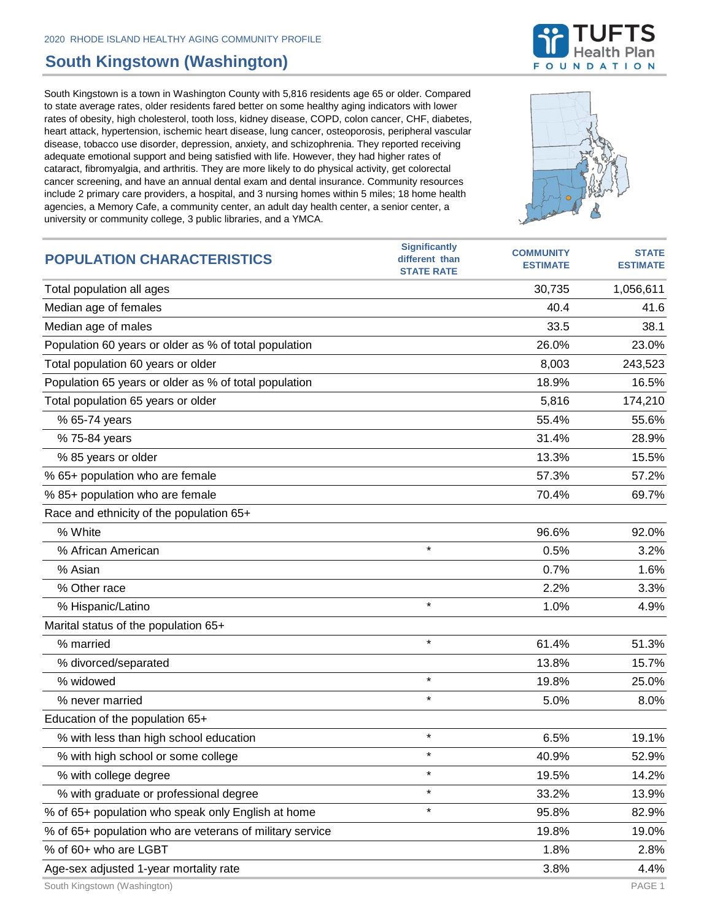2020 RHODE ISLAND HEALTHY AGING COMMUNITY PROFILE

# South Kingstown (Washington)

South Kingstown is a town in Washington County with 5,816 residents age 65 or older. Compared to state average rates, older residents fared better on some healthy aging indicators with lower rates of obesity, high cholesterol, tooth loss, kidney disease, COPD, colon cancer, CHF, diabetes, heart attack, hypertension, ischemic heart disease, lung cancer, osteoporosis, peripheral vascular disease, tobacco use disorder, depression, anxiety, and schizophrenia. They reported receiving adequate emotional support and being satisfied with life. However, they had higher rates of cataract, fibromyalgia, and arthritis. They are more likely to do physical activity, get colorectal cancer screening, and have an annual dental exam and dental insurance. Community resources include 2 primary care providers, a hospital, and 3 nursing homes within 5 miles; 18 home health agencies, a Memory Cafe, a community center, an adult day health center, a senior center, a university or community college, 3 public libraries, and a YMCA.

| POPULATION CHARACTERISTICS | Significantly different than STATE RATE | COMMUNITY ESTIMATE | STATE ESTIMATE |
|---|---|---|---|
| Total population all ages | | 30,735 | 1,056,611 |
| Median age of females | | 40.4 | 41.6 |
| Median age of males | | 33.5 | 38.1 |
| Population 60 years or older as % of total population | | 26.0% | 23.0% |
| Total population 60 years or older | | 8,003 | 243,523 |
| Population 65 years or older as % of total population | | 18.9% | 16.5% |
| Total population 65 years or older | | 5,816 | 174,210 |
| % 65-74 years | | 55.4% | 55.6% |
| % 75-84 years | | 31.4% | 28.9% |
| % 85 years or older | | 13.3% | 15.5% |
| % 65+ population who are female | | 57.3% | 57.2% |
| % 85+ population who are female | | 70.4% | 69.7% |
| Race and ethnicity of the population 65+ | | | |
| % White | | 96.6% | 92.0% |
| % African American | * | 0.5% | 3.2% |
| % Asian | | 0.7% | 1.6% |
| % Other race | | 2.2% | 3.3% |
| % Hispanic/Latino | * | 1.0% | 4.9% |
| Marital status of the population 65+ | | | |
| % married | * | 61.4% | 51.3% |
| % divorced/separated | | 13.8% | 15.7% |
| % widowed | * | 19.8% | 25.0% |
| % never married | * | 5.0% | 8.0% |
| Education of the population 65+ | | | |
| % with less than high school education | * | 6.5% | 19.1% |
| % with high school or some college | * | 40.9% | 52.9% |
| % with college degree | * | 19.5% | 14.2% |
| % with graduate or professional degree | * | 33.2% | 13.9% |
| % of 65+ population who speak only English at home | * | 95.8% | 82.9% |
| % of 65+ population who are veterans of military service | | 19.8% | 19.0% |
| % of 60+ who are LGBT | | 1.8% | 2.8% |
| Age-sex adjusted 1-year mortality rate | | 3.8% | 4.4% |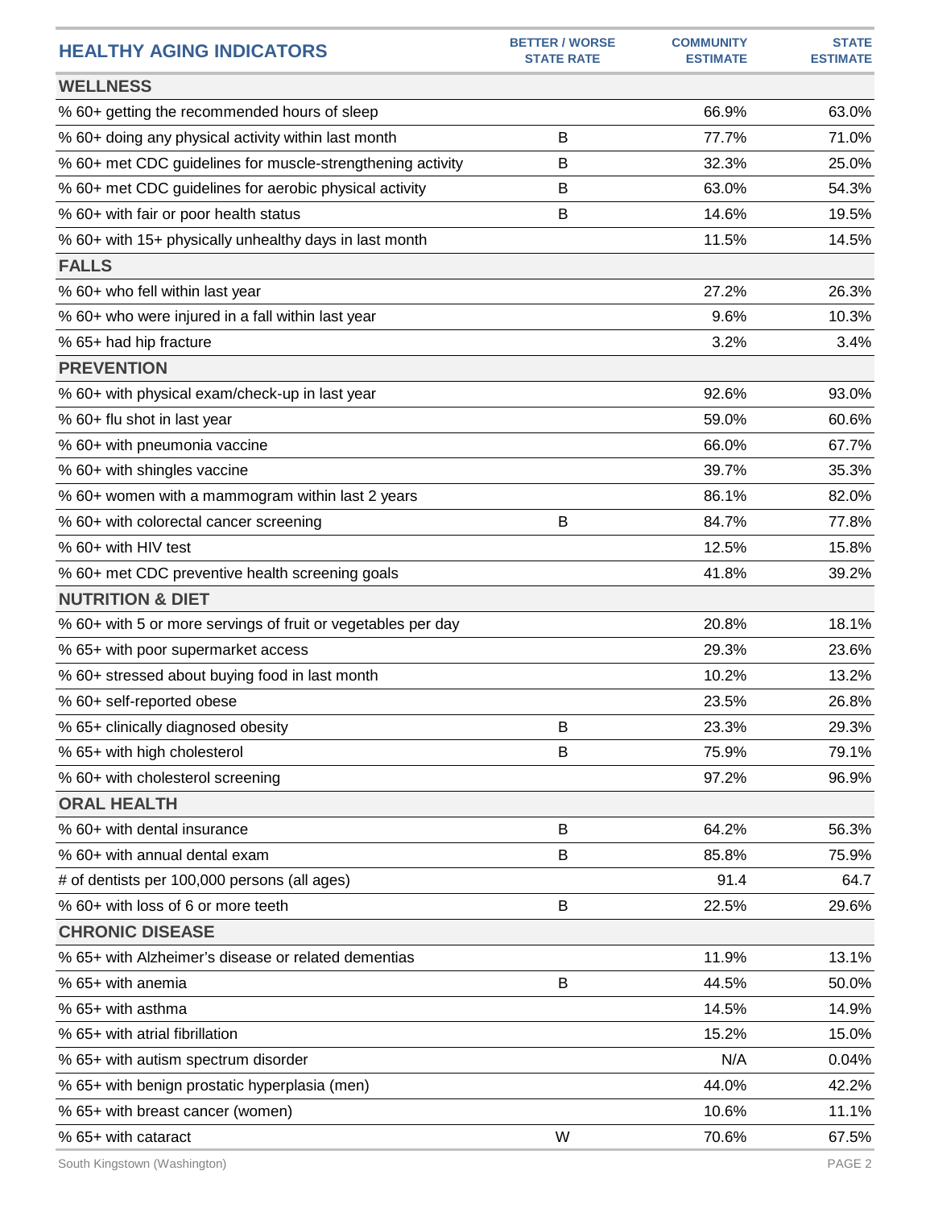| HEALTHY AGING INDICATORS | BETTER / WORSE STATE RATE | COMMUNITY ESTIMATE | STATE ESTIMATE |
|---|---|---|---|
| **WELLNESS** | | | |
| % 60+ getting the recommended hours of sleep | | 66.9% | 63.0% |
| % 60+ doing any physical activity within last month | B | 77.7% | 71.0% |
| % 60+ met CDC guidelines for muscle-strengthening activity | B | 32.3% | 25.0% |
| % 60+ met CDC guidelines for aerobic physical activity | B | 63.0% | 54.3% |
| % 60+ with fair or poor health status | B | 14.6% | 19.5% |
| % 60+ with 15+ physically unhealthy days in last month | | 11.5% | 14.5% |
| **FALLS** | | | |
| % 60+ who fell within last year | | 27.2% | 26.3% |
| % 60+ who were injured in a fall within last year | | 9.6% | 10.3% |
| % 65+ had hip fracture | | 3.2% | 3.4% |
| **PREVENTION** | | | |
| % 60+ with physical exam/check-up in last year | | 92.6% | 93.0% |
| % 60+ flu shot in last year | | 59.0% | 60.6% |
| % 60+ with pneumonia vaccine | | 66.0% | 67.7% |
| % 60+ with shingles vaccine | | 39.7% | 35.3% |
| % 60+ women with a mammogram within last 2 years | | 86.1% | 82.0% |
| % 60+ with colorectal cancer screening | B | 84.7% | 77.8% |
| % 60+ with HIV test | | 12.5% | 15.8% |
| % 60+ met CDC preventive health screening goals | | 41.8% | 39.2% |
| **NUTRITION & DIET** | | | |
| % 60+ with 5 or more servings of fruit or vegetables per day | | 20.8% | 18.1% |
| % 65+ with poor supermarket access | | 29.3% | 23.6% |
| % 60+ stressed about buying food in last month | | 10.2% | 13.2% |
| % 60+ self-reported obese | | 23.5% | 26.8% |
| % 65+ clinically diagnosed obesity | B | 23.3% | 29.3% |
| % 65+ with high cholesterol | B | 75.9% | 79.1% |
| % 60+ with cholesterol screening | | 97.2% | 96.9% |
| **ORAL HEALTH** | | | |
| % 60+ with dental insurance | B | 64.2% | 56.3% |
| % 60+ with annual dental exam | B | 85.8% | 75.9% |
| # of dentists per 100,000 persons (all ages) | | 91.4 | 64.7 |
| % 60+ with loss of 6 or more teeth | B | 22.5% | 29.6% |
| **CHRONIC DISEASE** | | | |
| % 65+ with Alzheimer's disease or related dementias | | 11.9% | 13.1% |
| % 65+ with anemia | B | 44.5% | 50.0% |
| % 65+ with asthma | | 14.5% | 14.9% |
| % 65+ with atrial fibrillation | | 15.2% | 15.0% |
| % 65+ with autism spectrum disorder | | N/A | 0.04% |
| % 65+ with benign prostatic hyperplasia (men) | | 44.0% | 42.2% |
| % 65+ with breast cancer (women) | | 10.6% | 11.1% |
| % 65+ with cataract | W | 70.6% | 67.5% |

South Kingstown (Washington)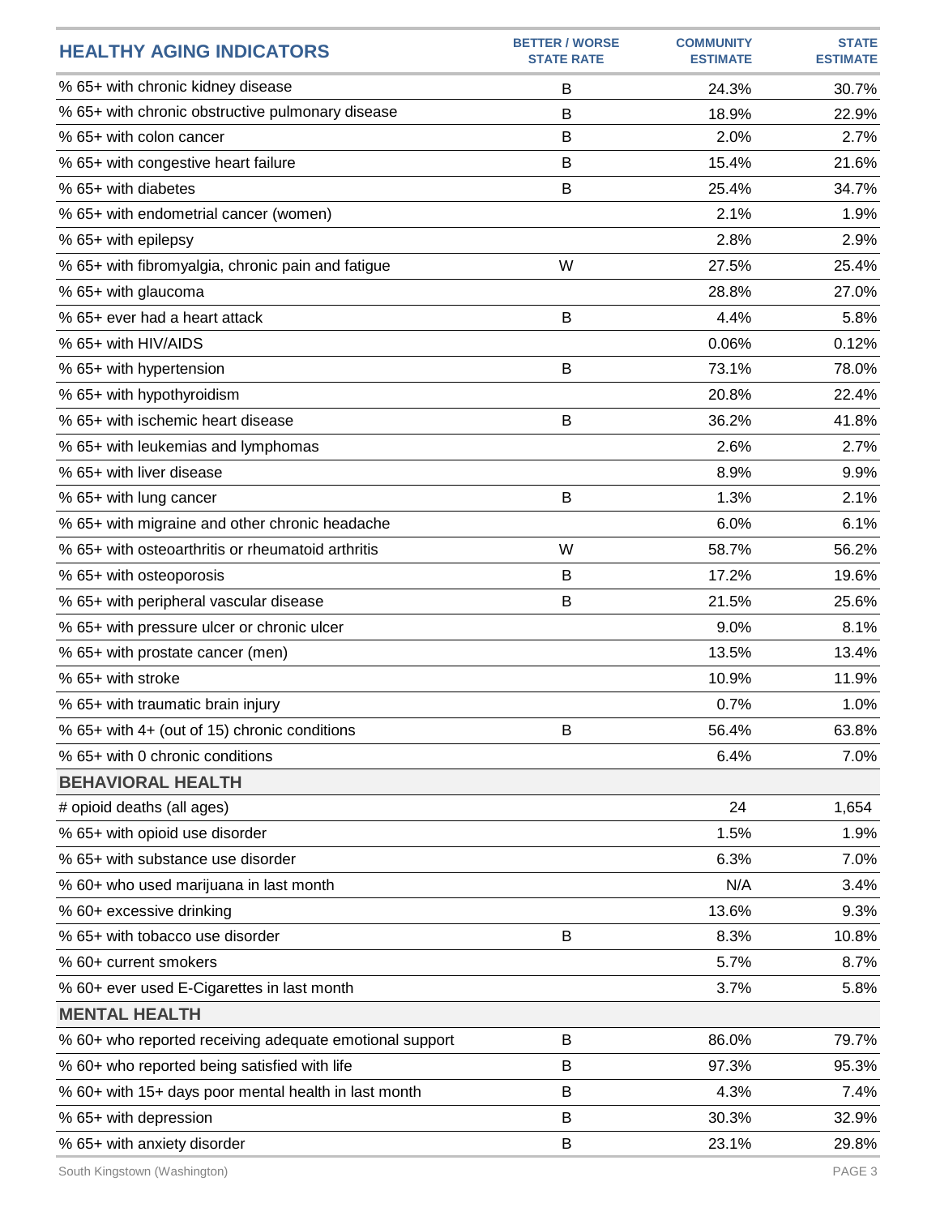| HEALTHY AGING INDICATORS | BETTER / WORSE STATE RATE | COMMUNITY ESTIMATE | STATE ESTIMATE |
|---|---|---|---|
| % 65+ with chronic kidney disease | B | 24.3% | 30.7% |
| % 65+ with chronic obstructive pulmonary disease | B | 18.9% | 22.9% |
| % 65+ with colon cancer | B | 2.0% | 2.7% |
| % 65+ with congestive heart failure | B | 15.4% | 21.6% |
| % 65+ with diabetes | B | 25.4% | 34.7% |
| % 65+ with endometrial cancer (women) | | 2.1% | 1.9% |
| % 65+ with epilepsy | | 2.8% | 2.9% |
| % 65+ with fibromyalgia, chronic pain and fatigue | W | 27.5% | 25.4% |
| % 65+ with glaucoma | | 28.8% | 27.0% |
| % 65+ ever had a heart attack | B | 4.4% | 5.8% |
| % 65+ with HIV/AIDS | | 0.06% | 0.12% |
| % 65+ with hypertension | B | 73.1% | 78.0% |
| % 65+ with hypothyroidism | | 20.8% | 22.4% |
| % 65+ with ischemic heart disease | B | 36.2% | 41.8% |
| % 65+ with leukemias and lymphomas | | 2.6% | 2.7% |
| % 65+ with liver disease | | 8.9% | 9.9% |
| % 65+ with lung cancer | B | 1.3% | 2.1% |
| % 65+ with migraine and other chronic headache | | 6.0% | 6.1% |
| % 65+ with osteoarthritis or rheumatoid arthritis | W | 58.7% | 56.2% |
| % 65+ with osteoporosis | B | 17.2% | 19.6% |
| % 65+ with peripheral vascular disease | B | 21.5% | 25.6% |
| % 65+ with pressure ulcer or chronic ulcer | | 9.0% | 8.1% |
| % 65+ with prostate cancer (men) | | 13.5% | 13.4% |
| % 65+ with stroke | | 10.9% | 11.9% |
| % 65+ with traumatic brain injury | | 0.7% | 1.0% |
| % 65+ with 4+ (out of 15) chronic conditions | B | 56.4% | 63.8% |
| % 65+ with 0 chronic conditions | | 6.4% | 7.0% |
| **BEHAVIORAL HEALTH** | | | |
| # opioid deaths (all ages) | | 24 | 1,654 |
| % 65+ with opioid use disorder | | 1.5% | 1.9% |
| % 65+ with substance use disorder | | 6.3% | 7.0% |
| % 60+ who used marijuana in last month | | N/A | 3.4% |
| % 60+ excessive drinking | | 13.6% | 9.3% |
| % 65+ with tobacco use disorder | B | 8.3% | 10.8% |
| % 60+ current smokers | | 5.7% | 8.7% |
| % 60+ ever used E-Cigarettes in last month | | 3.7% | 5.8% |
| **MENTAL HEALTH** | | | |
| % 60+ who reported receiving adequate emotional support | B | 86.0% | 79.7% |
| % 60+ who reported being satisfied with life | B | 97.3% | 95.3% |
| % 60+ with 15+ days poor mental health in last month | B | 4.3% | 7.4% |
| % 65+ with depression | B | 30.3% | 32.9% |
| % 65+ with anxiety disorder | B | 23.1% | 29.8% |

South Kingstown (Washington)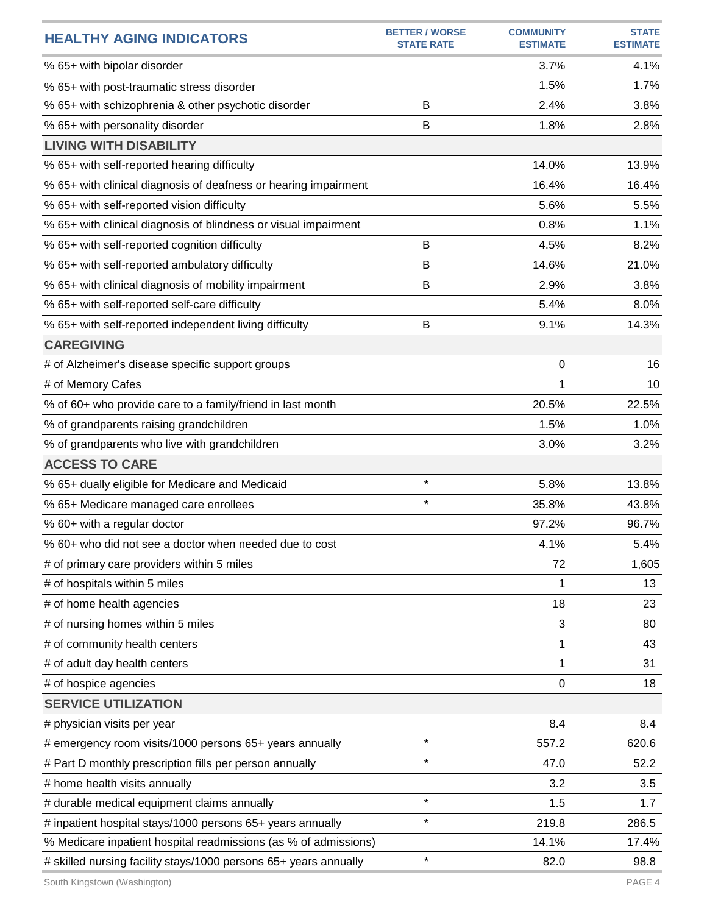| HEALTHY AGING INDICATORS | BETTER / WORSE STATE RATE | COMMUNITY ESTIMATE | STATE ESTIMATE |
|---|---|---|---|
| % 65+ with bipolar disorder | | 3.7% | 4.1% |
| % 65+ with post-traumatic stress disorder | | 1.5% | 1.7% |
| % 65+ with schizophrenia & other psychotic disorder | B | 2.4% | 3.8% |
| % 65+ with personality disorder | B | 1.8% | 2.8% |
| **LIVING WITH DISABILITY** | | | |
| % 65+ with self-reported hearing difficulty | | 14.0% | 13.9% |
| % 65+ with clinical diagnosis of deafness or hearing impairment | | 16.4% | 16.4% |
| % 65+ with self-reported vision difficulty | | 5.6% | 5.5% |
| % 65+ with clinical diagnosis of blindness or visual impairment | | 0.8% | 1.1% |
| % 65+ with self-reported cognition difficulty | B | 4.5% | 8.2% |
| % 65+ with self-reported ambulatory difficulty | B | 14.6% | 21.0% |
| % 65+ with clinical diagnosis of mobility impairment | B | 2.9% | 3.8% |
| % 65+ with self-reported self-care difficulty | | 5.4% | 8.0% |
| % 65+ with self-reported independent living difficulty | B | 9.1% | 14.3% |
| **CAREGIVING** | | | |
| # of Alzheimer's disease specific support groups | | 0 | 16 |
| # of Memory Cafes | | 1 | 10 |
| % of 60+ who provide care to a family/friend in last month | | 20.5% | 22.5% |
| % of grandparents raising grandchildren | | 1.5% | 1.0% |
| % of grandparents who live with grandchildren | | 3.0% | 3.2% |
| **ACCESS TO CARE** | | | |
| % 65+ dually eligible for Medicare and Medicaid | * | 5.8% | 13.8% |
| % 65+ Medicare managed care enrollees | * | 35.8% | 43.8% |
| % 60+ with a regular doctor | | 97.2% | 96.7% |
| % 60+ who did not see a doctor when needed due to cost | | 4.1% | 5.4% |
| # of primary care providers within 5 miles | | 72 | 1,605 |
| # of hospitals within 5 miles | | 1 | 13 |
| # of home health agencies | | 18 | 23 |
| # of nursing homes within 5 miles | | 3 | 80 |
| # of community health centers | | 1 | 43 |
| # of adult day health centers | | 1 | 31 |
| # of hospice agencies | | 0 | 18 |
| **SERVICE UTILIZATION** | | | |
| # physician visits per year | | 8.4 | 8.4 |
| # emergency room visits/1000 persons 65+ years annually | * | 557.2 | 620.6 |
| # Part D monthly prescription fills per person annually | * | 47.0 | 52.2 |
| # home health visits annually | | 3.2 | 3.5 |
| # durable medical equipment claims annually | * | 1.5 | 1.7 |
| # inpatient hospital stays/1000 persons 65+ years annually | * | 219.8 | 286.5 |
| % Medicare inpatient hospital readmissions (as % of admissions) | | 14.1% | 17.4% |
| # skilled nursing facility stays/1000 persons 65+ years annually | * | 82.0 | 98.8 |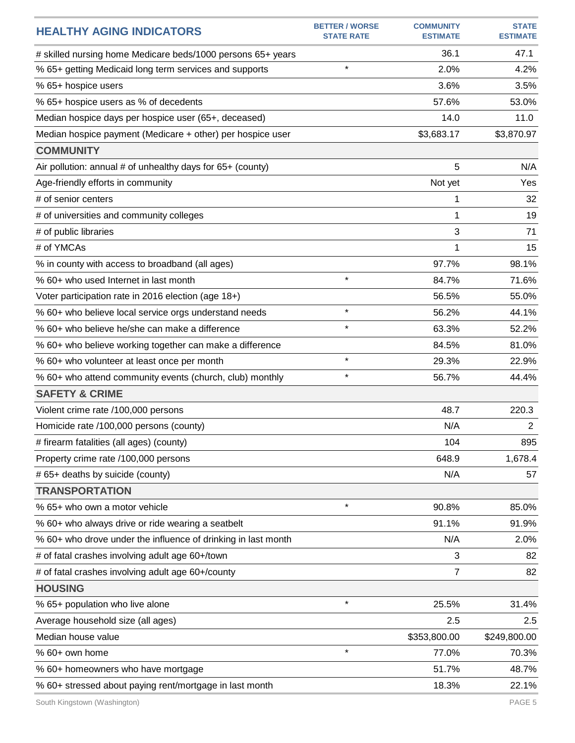| HEALTHY AGING INDICATORS | BETTER / WORSE STATE RATE | COMMUNITY ESTIMATE | STATE ESTIMATE |
|---|---|---|---|
| # skilled nursing home Medicare beds/1000 persons 65+ years | | 36.1 | 47.1 |
| % 65+ getting Medicaid long term services and supports | * | 2.0% | 4.2% |
| % 65+ hospice users | | 3.6% | 3.5% |
| % 65+ hospice users as % of decedents | | 57.6% | 53.0% |
| Median hospice days per hospice user (65+, deceased) | | 14.0 | 11.0 |
| Median hospice payment (Medicare + other) per hospice user | | $3,683.17 | $3,870.97 |
| **COMMUNITY** | | | |
| Air pollution: annual # of unhealthy days for 65+ (county) | | 5 | N/A |
| Age-friendly efforts in community | | Not yet | Yes |
| # of senior centers | | 1 | 32 |
| # of universities and community colleges | | 1 | 19 |
| # of public libraries | | 3 | 71 |
| # of YMCAs | | 1 | 15 |
| % in county with access to broadband (all ages) | | 97.7% | 98.1% |
| % 60+ who used Internet in last month | * | 84.7% | 71.6% |
| Voter participation rate in 2016 election (age 18+) | | 56.5% | 55.0% |
| % 60+ who believe local service orgs understand needs | * | 56.2% | 44.1% |
| % 60+ who believe he/she can make a difference | * | 63.3% | 52.2% |
| % 60+ who believe working together can make a difference | | 84.5% | 81.0% |
| % 60+ who volunteer at least once per month | * | 29.3% | 22.9% |
| % 60+ who attend community events (church, club) monthly | * | 56.7% | 44.4% |
| **SAFETY & CRIME** | | | |
| Violent crime rate /100,000 persons | | 48.7 | 220.3 |
| Homicide rate /100,000 persons (county) | | N/A | 2 |
| # firearm fatalities (all ages) (county) | | 104 | 895 |
| Property crime rate /100,000 persons | | 648.9 | 1,678.4 |
| # 65+ deaths by suicide (county) | | N/A | 57 |
| **TRANSPORTATION** | | | |
| % 65+ who own a motor vehicle | * | 90.8% | 85.0% |
| % 60+ who always drive or ride wearing a seatbelt | | 91.1% | 91.9% |
| % 60+ who drove under the influence of drinking in last month | | N/A | 2.0% |
| # of fatal crashes involving adult age 60+/town | | 3 | 82 |
| # of fatal crashes involving adult age 60+/county | | 7 | 82 |
| **HOUSING** | | | |
| % 65+ population who live alone | * | 25.5% | 31.4% |
| Average household size (all ages) | | 2.5 | 2.5 |
| Median house value | | $353,800.00 | $249,800.00 |
| % 60+ own home | * | 77.0% | 70.3% |
| % 60+ homeowners who have mortgage | | 51.7% | 48.7% |
| % 60+ stressed about paying rent/mortgage in last month | | 18.3% | 22.1% |

South Kingstown (Washington)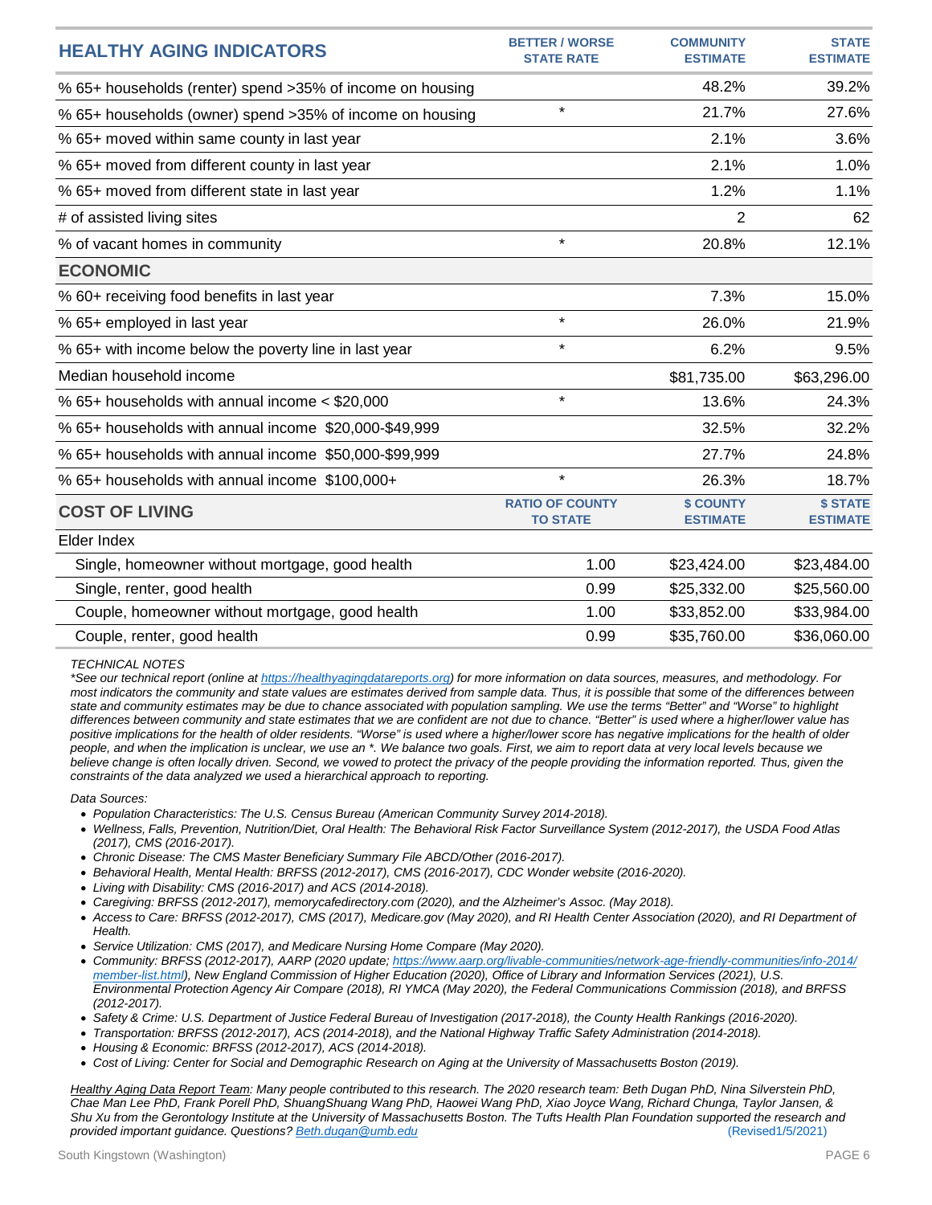| HEALTHY AGING INDICATORS | BETTER / WORSE STATE RATE | COMMUNITY ESTIMATE | STATE ESTIMATE |
|---|---|---|---|
| % 65+ households (renter) spend >35% of income on housing | | 48.2% | 39.2% |
| % 65+ households (owner) spend >35% of income on housing | * | 21.7% | 27.6% |
| % 65+ moved within same county in last year | | 2.1% | 3.6% |
| % 65+ moved from different county in last year | | 2.1% | 1.0% |
| % 65+ moved from different state in last year | | 1.2% | 1.1% |
| # of assisted living sites | | 2 | 62 |
| % of vacant homes in community | * | 20.8% | 12.1% |
| **ECONOMIC** | | | |
| % 60+ receiving food benefits in last year | | 7.3% | 15.0% |
| % 65+ employed in last year | * | 26.0% | 21.9% |
| % 65+ with income below the poverty line in last year | * | 6.2% | 9.5% |
| Median household income | | $81,735.00 | $63,296.00 |
| % 65+ households with annual income < $20,000 | * | 13.6% | 24.3% |
| % 65+ households with annual income $20,000-$49,999 | | 32.5% | 32.2% |
| % 65+ households with annual income $50,000-$99,999 | | 27.7% | 24.8% |
| % 65+ households with annual income $100,000+ | * | 26.3% | 18.7% |

| COST OF LIVING | RATIO OF COUNTY TO STATE | $ COUNTY ESTIMATE | $ STATE ESTIMATE |
|---|---|---|---|
| Elder Index | | | |
| Single, homeowner without mortgage, good health | 1.00 | $23,424.00 | $23,484.00 |
| Single, renter, good health | 0.99 | $25,332.00 | $25,560.00 |
| Couple, homeowner without mortgage, good health | 1.00 | $33,852.00 | $33,984.00 |
| Couple, renter, good health | 0.99 | $35,760.00 | $36,060.00 |

*TECHNICAL NOTES*

**See our technical report (online at https://healthyagingdatareports.org) for more information on data sources, measures, and methodology. For most indicators the community and state values are estimates derived from sample data. Thus, it is possible that some of the differences between state and community estimates may be due to chance associated with population sampling. We use the terms "Better" and "Worse" to highlight differences between community and state estimates that we are confident are not due to chance. "Better" is used where a higher/lower value has positive implications for the health of older residents. "Worse" is used where a higher/lower score has negative implications for the health of older people, and when the implication is unclear, we use an *. We balance two goals. First, we aim to report data at very local levels because we believe change is often locally driven. Second, we vowed to protect the privacy of the people providing the information reported. Thus, given the constraints of the data analyzed we used a hierarchical approach to reporting.*

*Data Sources:*

- *Population Characteristics: The U.S. Census Bureau (American Community Survey 2014-2018).*
- *Wellness, Falls, Prevention, Nutrition/Diet, Oral Health: The Behavioral Risk Factor Surveillance System (2012-2017), the USDA Food Atlas (2017), CMS (2016-2017).*
- *Chronic Disease: The CMS Master Beneficiary Summary File ABCD/Other (2016-2017).*
- *Behavioral Health, Mental Health: BRFSS (2012-2017), CMS (2016-2017), CDC Wonder website (2016-2020).*
- *Living with Disability: CMS (2016-2017) and ACS (2014-2018).*
- *Caregiving: BRFSS (2012-2017), memorycafedirectory.com (2020), and the Alzheimer's Assoc. (May 2018).*
- *Access to Care: BRFSS (2012-2017), CMS (2017), Medicare.gov (May 2020), and RI Health Center Association (2020), and RI Department of Health.*
- *Service Utilization: CMS (2017), and Medicare Nursing Home Compare (May 2020).*
- *Community: BRFSS (2012-2017), AARP (2020 update; https://www.aarp.org/livable-communities/network-age-friendly-communities/info-2014/member-list.html), New England Commission of Higher Education (2020), Office of Library and Information Services (2021), U.S. Environmental Protection Agency Air Compare (2018), RI YMCA (May 2020), the Federal Communications Commission (2018), and BRFSS (2012-2017).*
- *Safety & Crime: U.S. Department of Justice Federal Bureau of Investigation (2017-2018), the County Health Rankings (2016-2020).*
- *Transportation: BRFSS (2012-2017), ACS (2014-2018), and the National Highway Traffic Safety Administration (2014-2018).*
- *Housing & Economic: BRFSS (2012-2017), ACS (2014-2018).*
- *Cost of Living: Center for Social and Demographic Research on Aging at the University of Massachusetts Boston (2019).*

*Healthy Aging Data Report Team: Many people contributed to this research. The 2020 research team: Beth Dugan PhD, Nina Silverstein PhD, Chae Man Lee PhD, Frank Porell PhD, ShuangShuang Wang PhD, Haowei Wang PhD, Xiao Joyce Wang, Richard Chunga, Taylor Jansen, & Shu Xu from the Gerontology Institute at the University of Massachusetts Boston. The Tufts Health Plan Foundation supported the research and provided important guidance. Questions? Beth.dugan@umb.edu* (Revised1/5/2021)